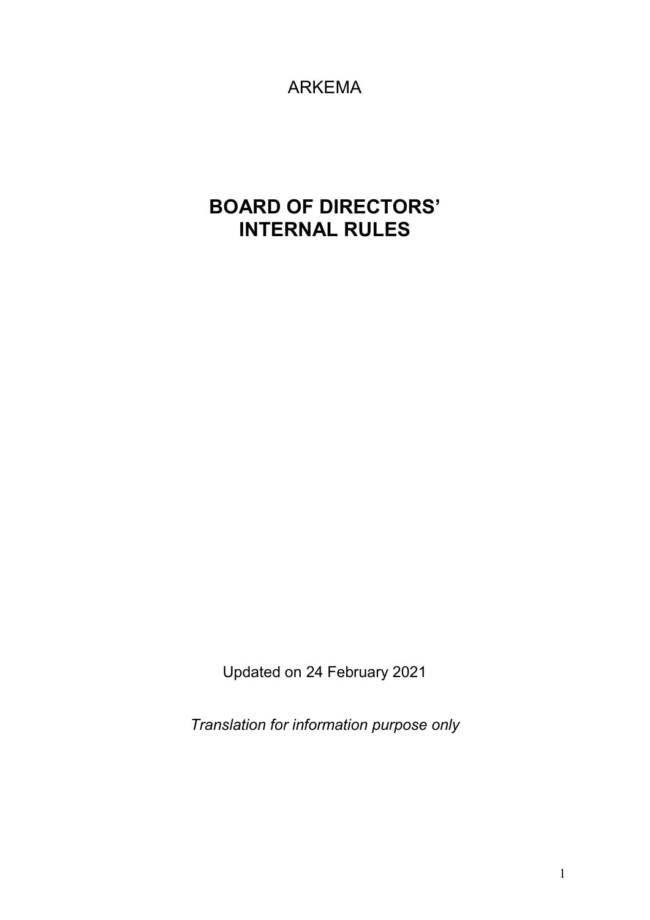ARKEMA

# BOARD OF DIRECTORS' INTERNAL RULES

Updated on 24 February 2021

*Translation for information purpose only*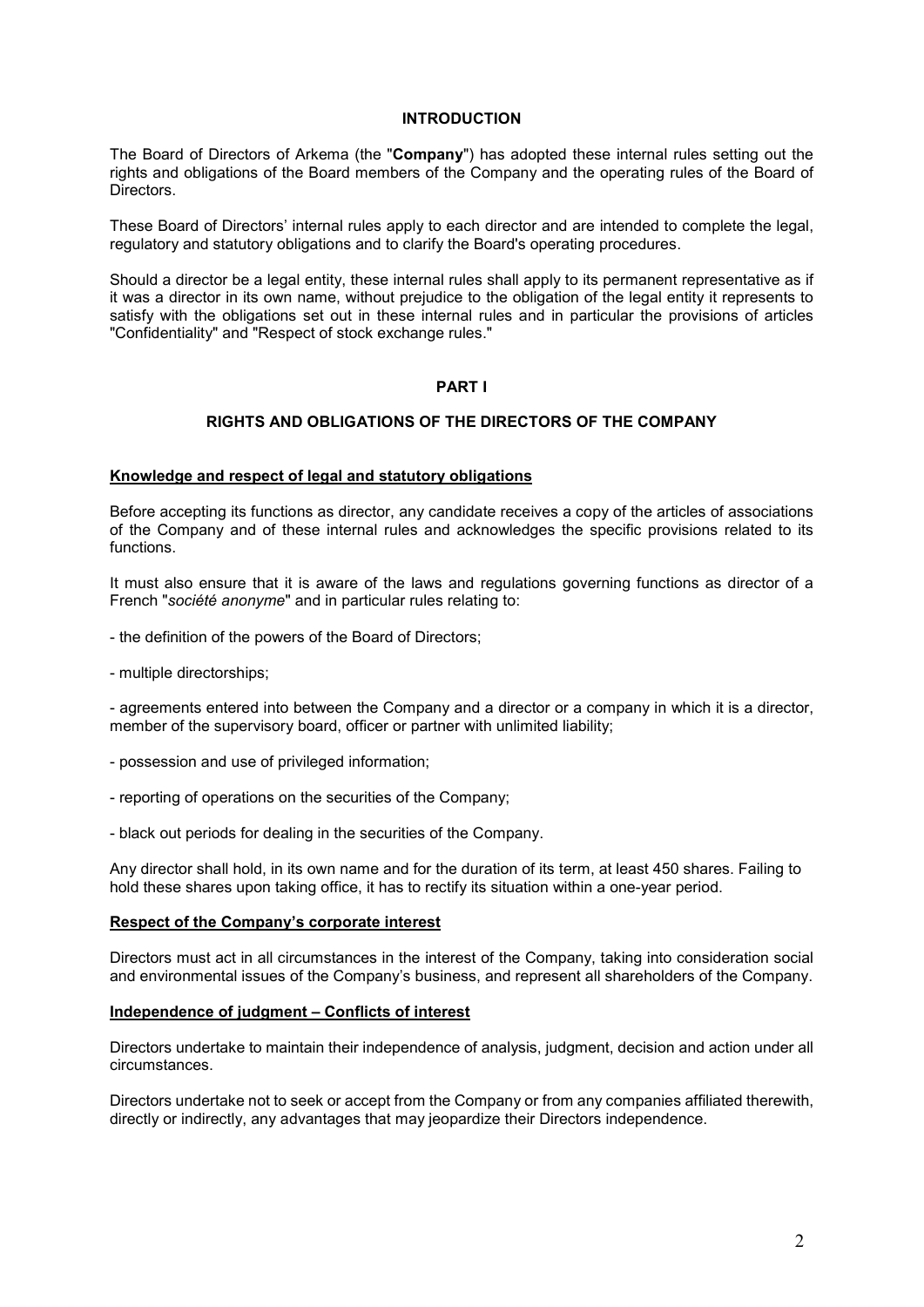## INTRODUCTION

The Board of Directors of Arkema (the "**Company**") has adopted these internal rules setting out the rights and obligations of the Board members of the Company and the operating rules of the Board of Directors.

These Board of Directors' internal rules apply to each director and are intended to complete the legal, regulatory and statutory obligations and to clarify the Board's operating procedures.

Should a director be a legal entity, these internal rules shall apply to its permanent representative as if it was a director in its own name, without prejudice to the obligation of the legal entity it represents to satisfy with the obligations set out in these internal rules and in particular the provisions of articles "Confidentiality" and "Respect of stock exchange rules."

## PART I

## RIGHTS AND OBLIGATIONS OF THE DIRECTORS OF THE COMPANY

### Knowledge and respect of legal and statutory obligations

Before accepting its functions as director, any candidate receives a copy of the articles of associations of the Company and of these internal rules and acknowledges the specific provisions related to its functions.

It must also ensure that it is aware of the laws and regulations governing functions as director of a French "*société anonyme*" and in particular rules relating to:

- the definition of the powers of the Board of Directors;

- multiple directorships;

- agreements entered into between the Company and a director or a company in which it is a director, member of the supervisory board, officer or partner with unlimited liability;

- possession and use of privileged information;

- reporting of operations on the securities of the Company;

- black out periods for dealing in the securities of the Company.

Any director shall hold, in its own name and for the duration of its term, at least 450 shares. Failing to hold these shares upon taking office, it has to rectify its situation within a one-year period.

### Respect of the Company's corporate interest

Directors must act in all circumstances in the interest of the Company, taking into consideration social and environmental issues of the Company's business, and represent all shareholders of the Company.

### Independence of judgment – Conflicts of interest

Directors undertake to maintain their independence of analysis, judgment, decision and action under all circumstances.

Directors undertake not to seek or accept from the Company or from any companies affiliated therewith, directly or indirectly, any advantages that may jeopardize their Directors independence.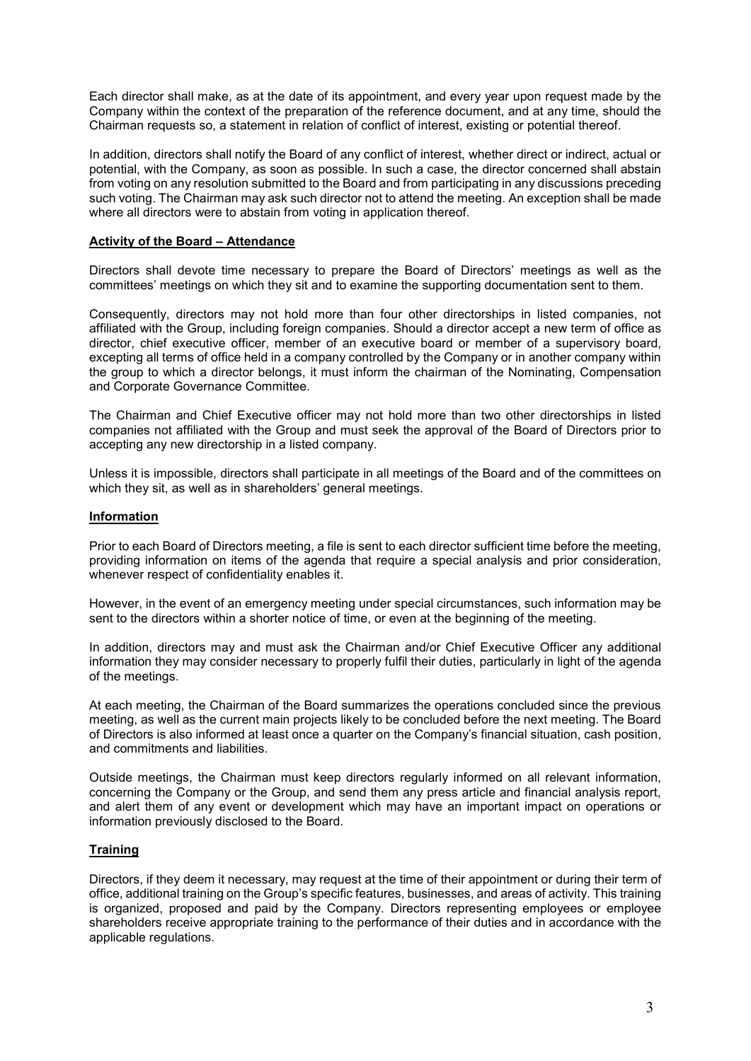Each director shall make, as at the date of its appointment, and every year upon request made by the Company within the context of the preparation of the reference document, and at any time, should the Chairman requests so, a statement in relation of conflict of interest, existing or potential thereof.

In addition, directors shall notify the Board of any conflict of interest, whether direct or indirect, actual or potential, with the Company, as soon as possible. In such a case, the director concerned shall abstain from voting on any resolution submitted to the Board and from participating in any discussions preceding such voting. The Chairman may ask such director not to attend the meeting. An exception shall be made where all directors were to abstain from voting in application thereof.

**Activity of the Board – Attendance**

Directors shall devote time necessary to prepare the Board of Directors' meetings as well as the committees' meetings on which they sit and to examine the supporting documentation sent to them.

Consequently, directors may not hold more than four other directorships in listed companies, not affiliated with the Group, including foreign companies. Should a director accept a new term of office as director, chief executive officer, member of an executive board or member of a supervisory board, excepting all terms of office held in a company controlled by the Company or in another company within the group to which a director belongs, it must inform the chairman of the Nominating, Compensation and Corporate Governance Committee.

The Chairman and Chief Executive officer may not hold more than two other directorships in listed companies not affiliated with the Group and must seek the approval of the Board of Directors prior to accepting any new directorship in a listed company.

Unless it is impossible, directors shall participate in all meetings of the Board and of the committees on which they sit, as well as in shareholders' general meetings.

**Information**

Prior to each Board of Directors meeting, a file is sent to each director sufficient time before the meeting, providing information on items of the agenda that require a special analysis and prior consideration, whenever respect of confidentiality enables it.

However, in the event of an emergency meeting under special circumstances, such information may be sent to the directors within a shorter notice of time, or even at the beginning of the meeting.

In addition, directors may and must ask the Chairman and/or Chief Executive Officer any additional information they may consider necessary to properly fulfil their duties, particularly in light of the agenda of the meetings.

At each meeting, the Chairman of the Board summarizes the operations concluded since the previous meeting, as well as the current main projects likely to be concluded before the next meeting. The Board of Directors is also informed at least once a quarter on the Company's financial situation, cash position, and commitments and liabilities.

Outside meetings, the Chairman must keep directors regularly informed on all relevant information, concerning the Company or the Group, and send them any press article and financial analysis report, and alert them of any event or development which may have an important impact on operations or information previously disclosed to the Board.

**Training**

Directors, if they deem it necessary, may request at the time of their appointment or during their term of office, additional training on the Group's specific features, businesses, and areas of activity. This training is organized, proposed and paid by the Company. Directors representing employees or employee shareholders receive appropriate training to the performance of their duties and in accordance with the applicable regulations.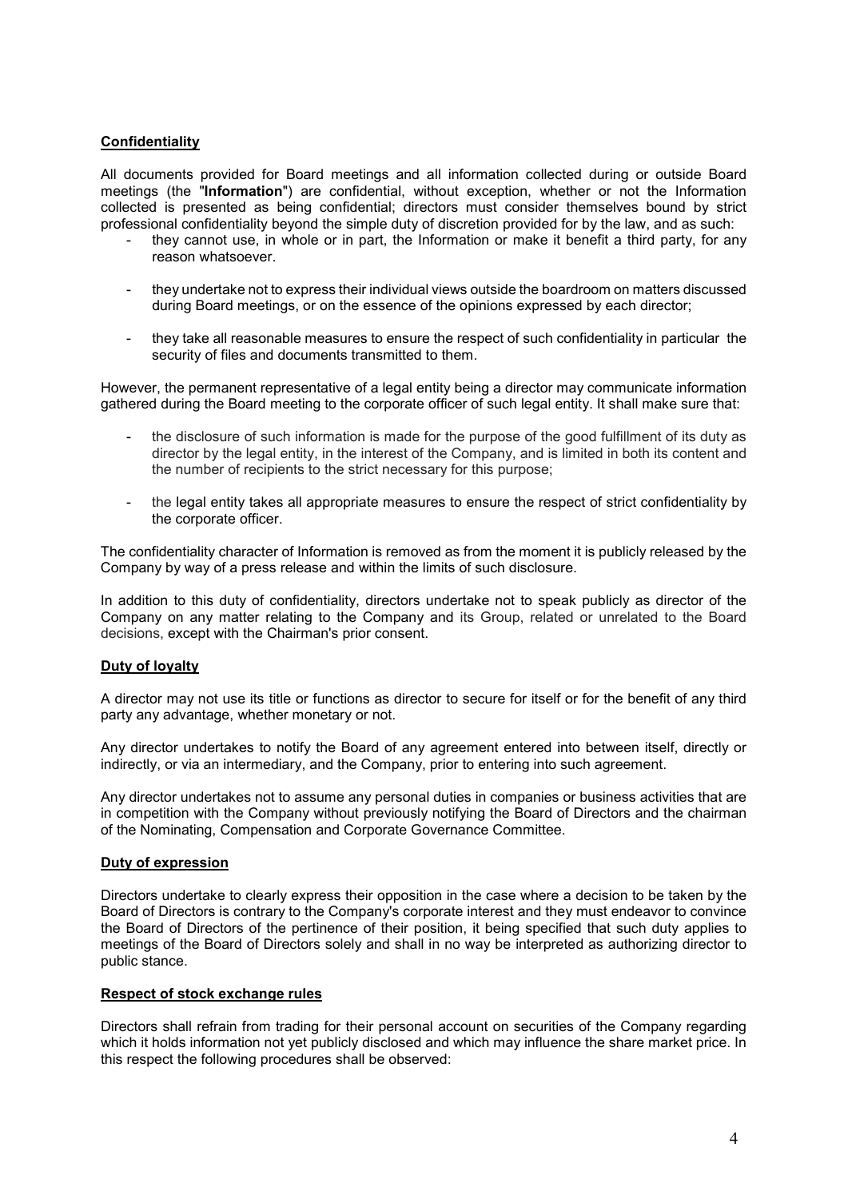**Confidentiality**

All documents provided for Board meetings and all information collected during or outside Board meetings (the "**Information**") are confidential, without exception, whether or not the Information collected is presented as being confidential; directors must consider themselves bound by strict professional confidentiality beyond the simple duty of discretion provided for by the law, and as such:

- they cannot use, in whole or in part, the Information or make it benefit a third party, for any reason whatsoever.
- they undertake not to express their individual views outside the boardroom on matters discussed during Board meetings, or on the essence of the opinions expressed by each director;
- they take all reasonable measures to ensure the respect of such confidentiality in particular the security of files and documents transmitted to them.

However, the permanent representative of a legal entity being a director may communicate information gathered during the Board meeting to the corporate officer of such legal entity. It shall make sure that:

- the disclosure of such information is made for the purpose of the good fulfillment of its duty as director by the legal entity, in the interest of the Company, and is limited in both its content and the number of recipients to the strict necessary for this purpose;
- the legal entity takes all appropriate measures to ensure the respect of strict confidentiality by the corporate officer.

The confidentiality character of Information is removed as from the moment it is publicly released by the Company by way of a press release and within the limits of such disclosure.

In addition to this duty of confidentiality, directors undertake not to speak publicly as director of the Company on any matter relating to the Company and its Group, related or unrelated to the Board decisions, except with the Chairman's prior consent.

**Duty of loyalty**

A director may not use its title or functions as director to secure for itself or for the benefit of any third party any advantage, whether monetary or not.

Any director undertakes to notify the Board of any agreement entered into between itself, directly or indirectly, or via an intermediary, and the Company, prior to entering into such agreement.

Any director undertakes not to assume any personal duties in companies or business activities that are in competition with the Company without previously notifying the Board of Directors and the chairman of the Nominating, Compensation and Corporate Governance Committee.

**Duty of expression**

Directors undertake to clearly express their opposition in the case where a decision to be taken by the Board of Directors is contrary to the Company's corporate interest and they must endeavor to convince the Board of Directors of the pertinence of their position, it being specified that such duty applies to meetings of the Board of Directors solely and shall in no way be interpreted as authorizing director to public stance.

**Respect of stock exchange rules**

Directors shall refrain from trading for their personal account on securities of the Company regarding which it holds information not yet publicly disclosed and which may influence the share market price. In this respect the following procedures shall be observed: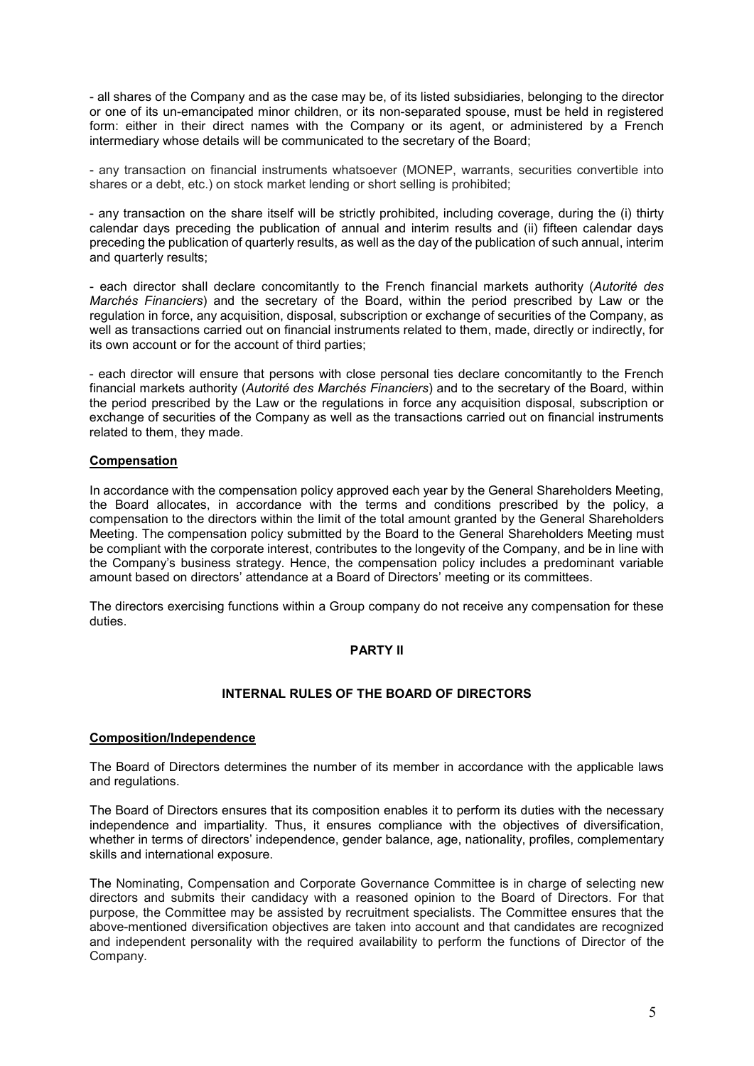- all shares of the Company and as the case may be, of its listed subsidiaries, belonging to the director or one of its un-emancipated minor children, or its non-separated spouse, must be held in registered form: either in their direct names with the Company or its agent, or administered by a French intermediary whose details will be communicated to the secretary of the Board;

- any transaction on financial instruments whatsoever (MONEP, warrants, securities convertible into shares or a debt, etc.) on stock market lending or short selling is prohibited;

- any transaction on the share itself will be strictly prohibited, including coverage, during the (i) thirty calendar days preceding the publication of annual and interim results and (ii) fifteen calendar days preceding the publication of quarterly results, as well as the day of the publication of such annual, interim and quarterly results;

- each director shall declare concomitantly to the French financial markets authority (*Autorité des Marchés Financiers*) and the secretary of the Board, within the period prescribed by Law or the regulation in force, any acquisition, disposal, subscription or exchange of securities of the Company, as well as transactions carried out on financial instruments related to them, made, directly or indirectly, for its own account or for the account of third parties;

- each director will ensure that persons with close personal ties declare concomitantly to the French financial markets authority (*Autorité des Marchés Financiers*) and to the secretary of the Board, within the period prescribed by the Law or the regulations in force any acquisition disposal, subscription or exchange of securities of the Company as well as the transactions carried out on financial instruments related to them, they made.

**Compensation**

In accordance with the compensation policy approved each year by the General Shareholders Meeting, the Board allocates, in accordance with the terms and conditions prescribed by the policy, a compensation to the directors within the limit of the total amount granted by the General Shareholders Meeting. The compensation policy submitted by the Board to the General Shareholders Meeting must be compliant with the corporate interest, contributes to the longevity of the Company, and be in line with the Company's business strategy. Hence, the compensation policy includes a predominant variable amount based on directors' attendance at a Board of Directors' meeting or its committees.

The directors exercising functions within a Group company do not receive any compensation for these duties.

## PARTY II

## INTERNAL RULES OF THE BOARD OF DIRECTORS

**Composition/Independence**

The Board of Directors determines the number of its member in accordance with the applicable laws and regulations.

The Board of Directors ensures that its composition enables it to perform its duties with the necessary independence and impartiality. Thus, it ensures compliance with the objectives of diversification, whether in terms of directors' independence, gender balance, age, nationality, profiles, complementary skills and international exposure.

The Nominating, Compensation and Corporate Governance Committee is in charge of selecting new directors and submits their candidacy with a reasoned opinion to the Board of Directors. For that purpose, the Committee may be assisted by recruitment specialists. The Committee ensures that the above-mentioned diversification objectives are taken into account and that candidates are recognized and independent personality with the required availability to perform the functions of Director of the Company.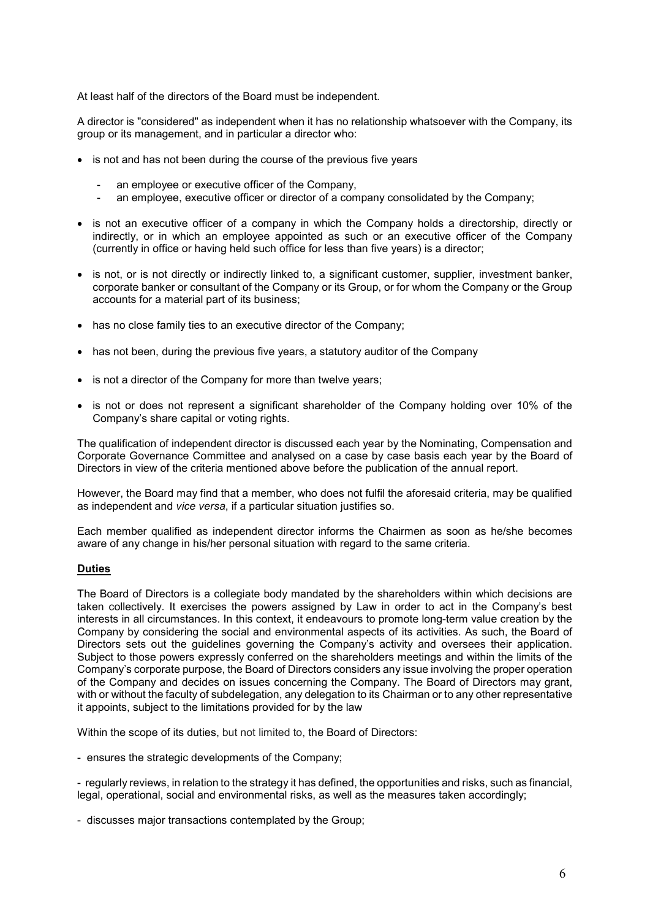At least half of the directors of the Board must be independent.

A director is "considered" as independent when it has no relationship whatsoever with the Company, its group or its management, and in particular a director who:

- is not and has not been during the course of the previous five years
  - an employee or executive officer of the Company,
  - an employee, executive officer or director of a company consolidated by the Company;
- is not an executive officer of a company in which the Company holds a directorship, directly or indirectly, or in which an employee appointed as such or an executive officer of the Company (currently in office or having held such office for less than five years) is a director;
- is not, or is not directly or indirectly linked to, a significant customer, supplier, investment banker, corporate banker or consultant of the Company or its Group, or for whom the Company or the Group accounts for a material part of its business;
- has no close family ties to an executive director of the Company;
- has not been, during the previous five years, a statutory auditor of the Company
- is not a director of the Company for more than twelve years;
- is not or does not represent a significant shareholder of the Company holding over 10% of the Company's share capital or voting rights.

The qualification of independent director is discussed each year by the Nominating, Compensation and Corporate Governance Committee and analysed on a case by case basis each year by the Board of Directors in view of the criteria mentioned above before the publication of the annual report.

However, the Board may find that a member, who does not fulfil the aforesaid criteria, may be qualified as independent and *vice versa*, if a particular situation justifies so.

Each member qualified as independent director informs the Chairmen as soon as he/she becomes aware of any change in his/her personal situation with regard to the same criteria.

**Duties**

The Board of Directors is a collegiate body mandated by the shareholders within which decisions are taken collectively. It exercises the powers assigned by Law in order to act in the Company's best interests in all circumstances. In this context, it endeavours to promote long-term value creation by the Company by considering the social and environmental aspects of its activities. As such, the Board of Directors sets out the guidelines governing the Company's activity and oversees their application. Subject to those powers expressly conferred on the shareholders meetings and within the limits of the Company's corporate purpose, the Board of Directors considers any issue involving the proper operation of the Company and decides on issues concerning the Company. The Board of Directors may grant, with or without the faculty of subdelegation, any delegation to its Chairman or to any other representative it appoints, subject to the limitations provided for by the law

Within the scope of its duties, but not limited to, the Board of Directors:

- ensures the strategic developments of the Company;

- regularly reviews, in relation to the strategy it has defined, the opportunities and risks, such as financial, legal, operational, social and environmental risks, as well as the measures taken accordingly;

- discusses major transactions contemplated by the Group;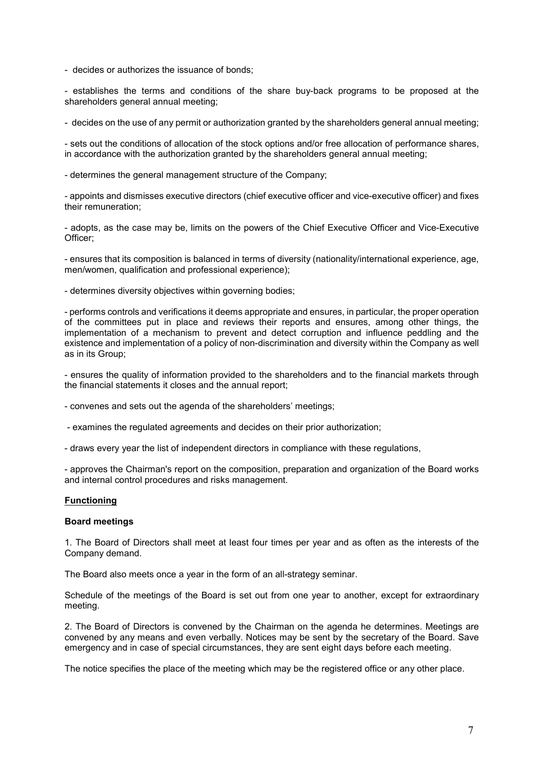- decides or authorizes the issuance of bonds;

- establishes the terms and conditions of the share buy-back programs to be proposed at the shareholders general annual meeting;

- decides on the use of any permit or authorization granted by the shareholders general annual meeting;

- sets out the conditions of allocation of the stock options and/or free allocation of performance shares, in accordance with the authorization granted by the shareholders general annual meeting;

- determines the general management structure of the Company;

- appoints and dismisses executive directors (chief executive officer and vice-executive officer) and fixes their remuneration;

- adopts, as the case may be, limits on the powers of the Chief Executive Officer and Vice-Executive Officer;

- ensures that its composition is balanced in terms of diversity (nationality/international experience, age, men/women, qualification and professional experience);

- determines diversity objectives within governing bodies;

- performs controls and verifications it deems appropriate and ensures, in particular, the proper operation of the committees put in place and reviews their reports and ensures, among other things, the implementation of a mechanism to prevent and detect corruption and influence peddling and the existence and implementation of a policy of non-discrimination and diversity within the Company as well as in its Group;

- ensures the quality of information provided to the shareholders and to the financial markets through the financial statements it closes and the annual report;

- convenes and sets out the agenda of the shareholders' meetings;

- examines the regulated agreements and decides on their prior authorization;

- draws every year the list of independent directors in compliance with these regulations,

- approves the Chairman's report on the composition, preparation and organization of the Board works and internal control procedures and risks management.

## Functioning

### Board meetings

1. The Board of Directors shall meet at least four times per year and as often as the interests of the Company demand.

The Board also meets once a year in the form of an all-strategy seminar.

Schedule of the meetings of the Board is set out from one year to another, except for extraordinary meeting.

2. The Board of Directors is convened by the Chairman on the agenda he determines. Meetings are convened by any means and even verbally. Notices may be sent by the secretary of the Board. Save emergency and in case of special circumstances, they are sent eight days before each meeting.

The notice specifies the place of the meeting which may be the registered office or any other place.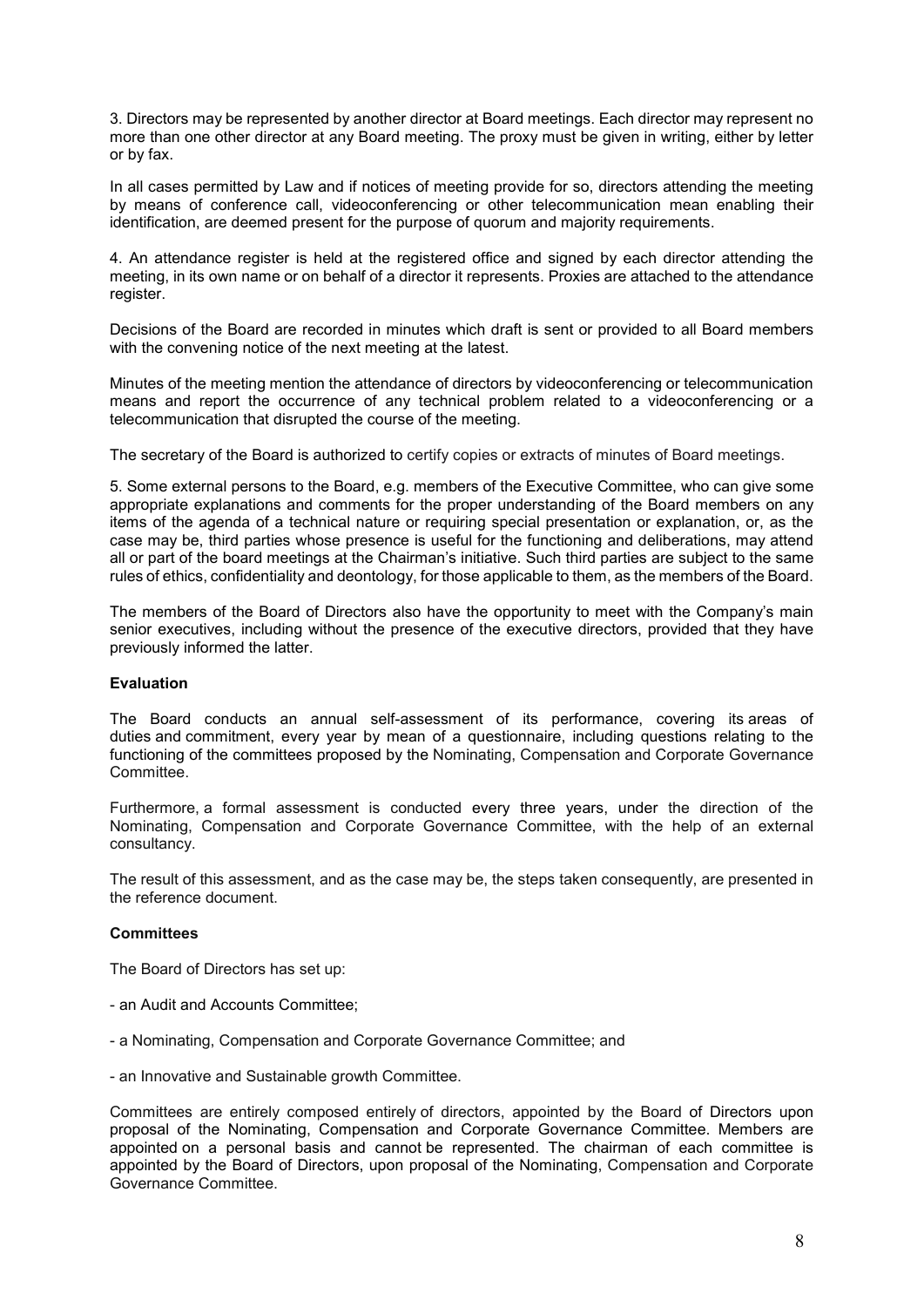3. Directors may be represented by another director at Board meetings. Each director may represent no more than one other director at any Board meeting. The proxy must be given in writing, either by letter or by fax.

In all cases permitted by Law and if notices of meeting provide for so, directors attending the meeting by means of conference call, videoconferencing or other telecommunication mean enabling their identification, are deemed present for the purpose of quorum and majority requirements.

4. An attendance register is held at the registered office and signed by each director attending the meeting, in its own name or on behalf of a director it represents. Proxies are attached to the attendance register.

Decisions of the Board are recorded in minutes which draft is sent or provided to all Board members with the convening notice of the next meeting at the latest.

Minutes of the meeting mention the attendance of directors by videoconferencing or telecommunication means and report the occurrence of any technical problem related to a videoconferencing or a telecommunication that disrupted the course of the meeting.

The secretary of the Board is authorized to certify copies or extracts of minutes of Board meetings.

5. Some external persons to the Board, e.g. members of the Executive Committee, who can give some appropriate explanations and comments for the proper understanding of the Board members on any items of the agenda of a technical nature or requiring special presentation or explanation, or, as the case may be, third parties whose presence is useful for the functioning and deliberations, may attend all or part of the board meetings at the Chairman's initiative. Such third parties are subject to the same rules of ethics, confidentiality and deontology, for those applicable to them, as the members of the Board.

The members of the Board of Directors also have the opportunity to meet with the Company's main senior executives, including without the presence of the executive directors, provided that they have previously informed the latter.

**Evaluation**

The Board conducts an annual self-assessment of its performance, covering its areas of duties and commitment, every year by mean of a questionnaire, including questions relating to the functioning of the committees proposed by the Nominating, Compensation and Corporate Governance Committee.

Furthermore, a formal assessment is conducted every three years, under the direction of the Nominating, Compensation and Corporate Governance Committee, with the help of an external consultancy.

The result of this assessment, and as the case may be, the steps taken consequently, are presented in the reference document.

**Committees**

The Board of Directors has set up:

- an Audit and Accounts Committee;
- a Nominating, Compensation and Corporate Governance Committee; and
- an Innovative and Sustainable growth Committee.

Committees are entirely composed entirely of directors, appointed by the Board of Directors upon proposal of the Nominating, Compensation and Corporate Governance Committee. Members are appointed on a personal basis and cannot be represented. The chairman of each committee is appointed by the Board of Directors, upon proposal of the Nominating, Compensation and Corporate Governance Committee.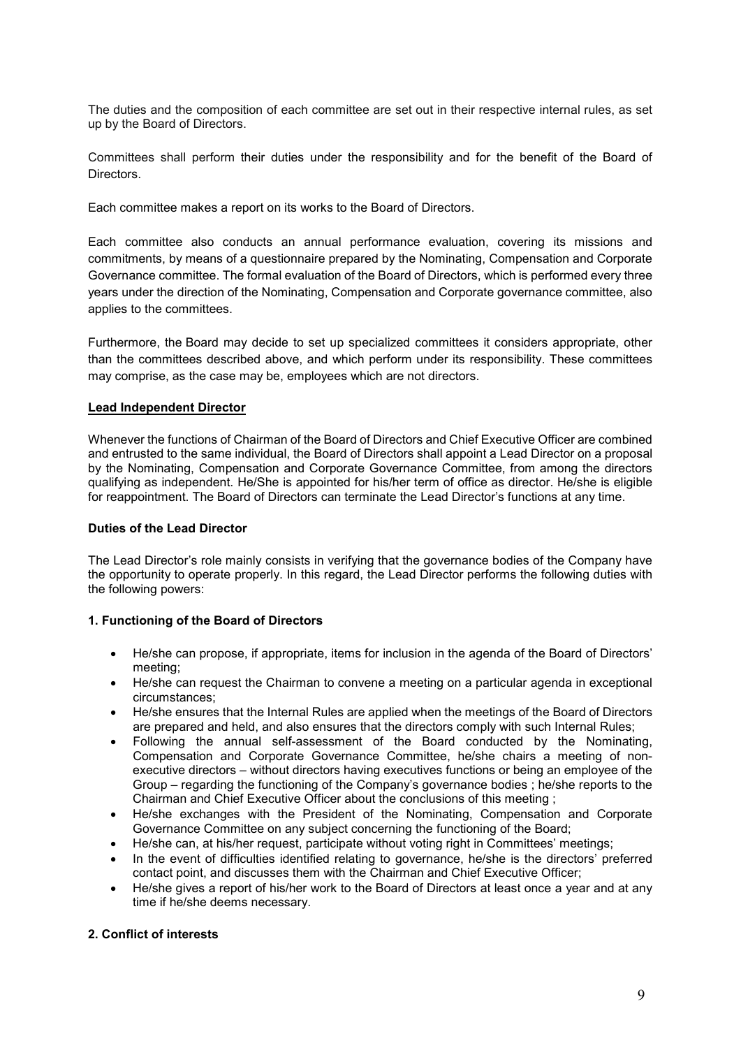The duties and the composition of each committee are set out in their respective internal rules, as set up by the Board of Directors.

Committees shall perform their duties under the responsibility and for the benefit of the Board of Directors.

Each committee makes a report on its works to the Board of Directors.

Each committee also conducts an annual performance evaluation, covering its missions and commitments, by means of a questionnaire prepared by the Nominating, Compensation and Corporate Governance committee. The formal evaluation of the Board of Directors, which is performed every three years under the direction of the Nominating, Compensation and Corporate governance committee, also applies to the committees.

Furthermore, the Board may decide to set up specialized committees it considers appropriate, other than the committees described above, and which perform under its responsibility. These committees may comprise, as the case may be, employees which are not directors.

## Lead Independent Director

Whenever the functions of Chairman of the Board of Directors and Chief Executive Officer are combined and entrusted to the same individual, the Board of Directors shall appoint a Lead Director on a proposal by the Nominating, Compensation and Corporate Governance Committee, from among the directors qualifying as independent. He/She is appointed for his/her term of office as director. He/she is eligible for reappointment. The Board of Directors can terminate the Lead Director's functions at any time.

### Duties of the Lead Director

The Lead Director's role mainly consists in verifying that the governance bodies of the Company have the opportunity to operate properly. In this regard, the Lead Director performs the following duties with the following powers:

#### 1. Functioning of the Board of Directors

- He/she can propose, if appropriate, items for inclusion in the agenda of the Board of Directors' meeting;
- He/she can request the Chairman to convene a meeting on a particular agenda in exceptional circumstances;
- He/she ensures that the Internal Rules are applied when the meetings of the Board of Directors are prepared and held, and also ensures that the directors comply with such Internal Rules;
- Following the annual self-assessment of the Board conducted by the Nominating, Compensation and Corporate Governance Committee, he/she chairs a meeting of non-executive directors – without directors having executives functions or being an employee of the Group – regarding the functioning of the Company's governance bodies ; he/she reports to the Chairman and Chief Executive Officer about the conclusions of this meeting ;
- He/she exchanges with the President of the Nominating, Compensation and Corporate Governance Committee on any subject concerning the functioning of the Board;
- He/she can, at his/her request, participate without voting right in Committees' meetings;
- In the event of difficulties identified relating to governance, he/she is the directors' preferred contact point, and discusses them with the Chairman and Chief Executive Officer;
- He/she gives a report of his/her work to the Board of Directors at least once a year and at any time if he/she deems necessary.

#### 2. Conflict of interests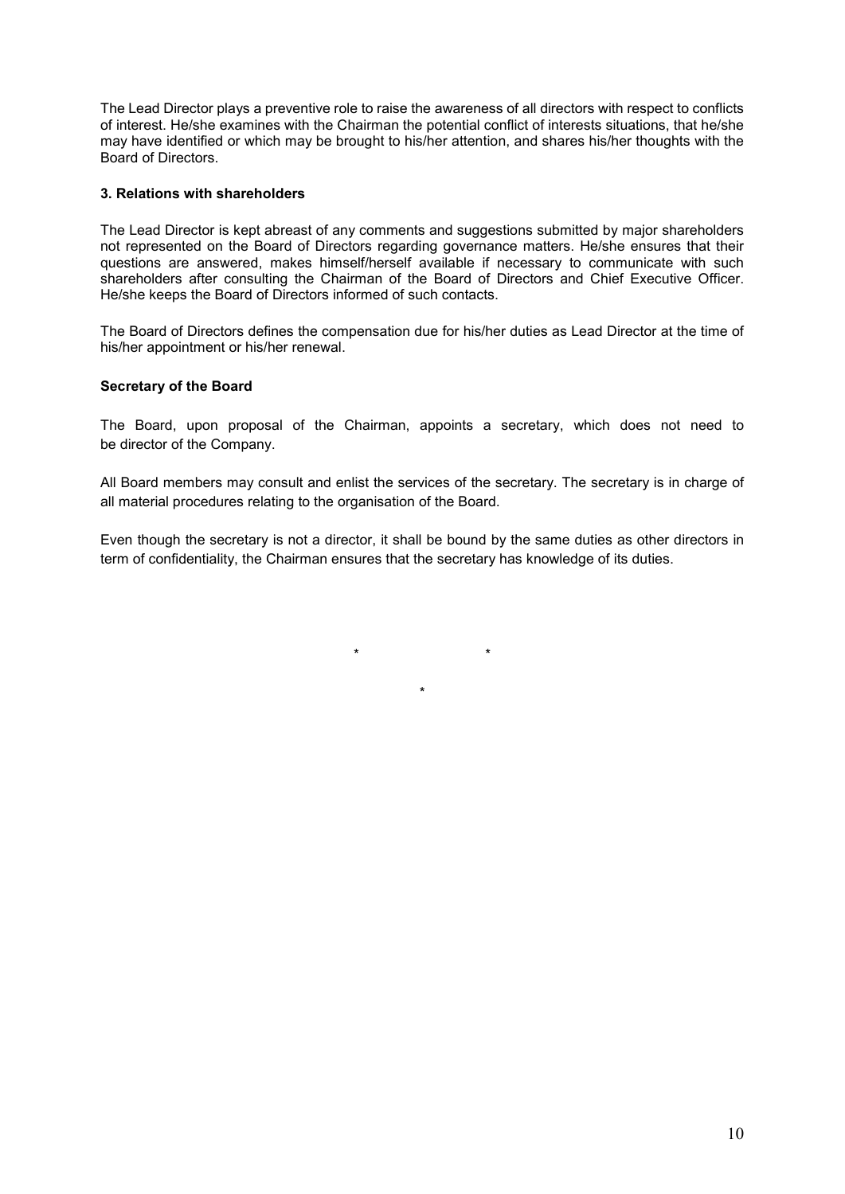The Lead Director plays a preventive role to raise the awareness of all directors with respect to conflicts of interest. He/she examines with the Chairman the potential conflict of interests situations, that he/she may have identified or which may be brought to his/her attention, and shares his/her thoughts with the Board of Directors.

**3. Relations with shareholders**

The Lead Director is kept abreast of any comments and suggestions submitted by major shareholders not represented on the Board of Directors regarding governance matters. He/she ensures that their questions are answered, makes himself/herself available if necessary to communicate with such shareholders after consulting the Chairman of the Board of Directors and Chief Executive Officer. He/she keeps the Board of Directors informed of such contacts.

The Board of Directors defines the compensation due for his/her duties as Lead Director at the time of his/her appointment or his/her renewal.

**Secretary of the Board**

The Board, upon proposal of the Chairman, appoints a secretary, which does not need to be director of the Company.

All Board members may consult and enlist the services of the secretary. The secretary is in charge of all material procedures relating to the organisation of the Board.

Even though the secretary is not a director, it shall be bound by the same duties as other directors in term of confidentiality, the Chairman ensures that the secretary has knowledge of its duties.

\* \*

\*